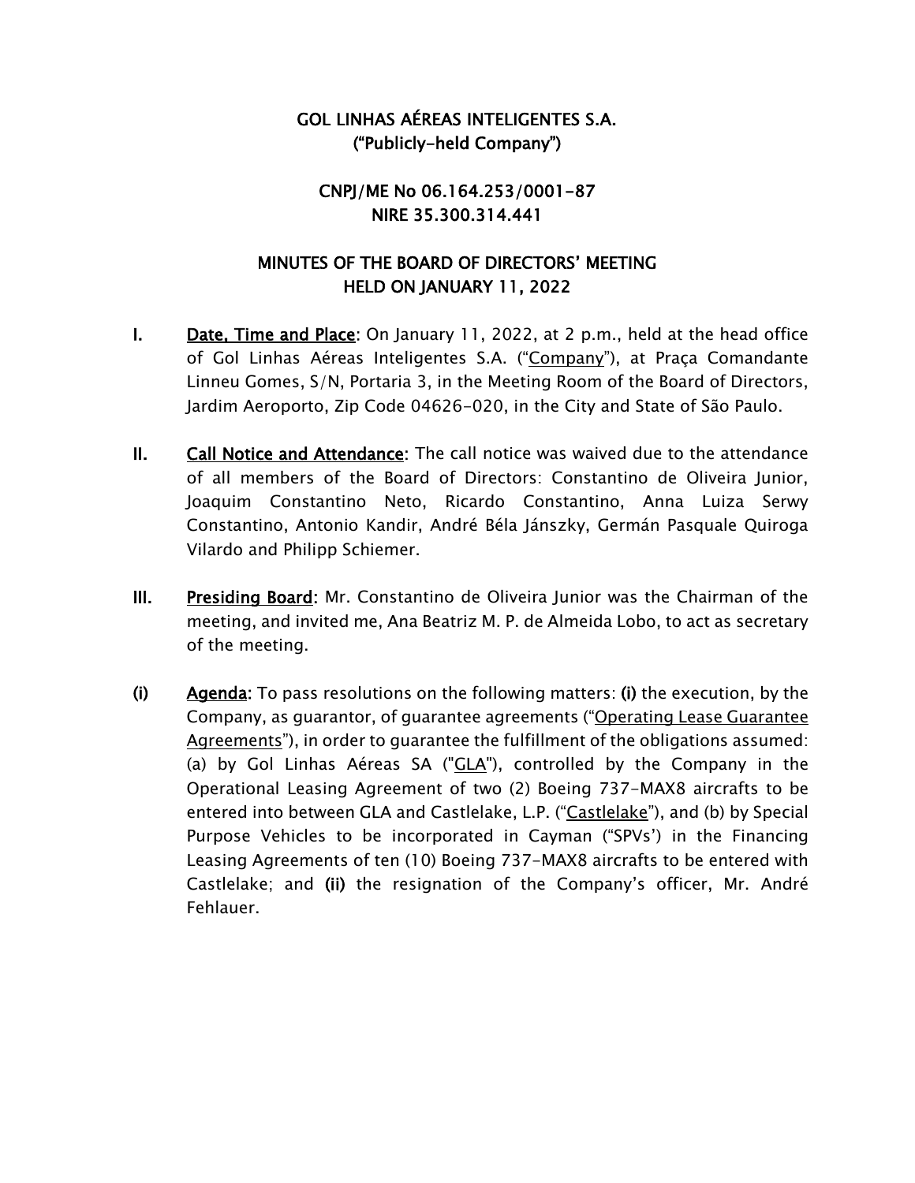**GOL LINHAS AÉREAS INTELIGENTES S.A.**
**("Publicly-held Company")**

**CNPJ/ME No 06.164.253/0001-87**
**NIRE 35.300.314.441**

**MINUTES OF THE BOARD OF DIRECTORS' MEETING**
**HELD ON JANUARY 11, 2022**

**I.** **Date, Time and Place**: On January 11, 2022, at 2 p.m., held at the head office of Gol Linhas Aéreas Inteligentes S.A. ("Company"), at Praça Comandante Linneu Gomes, S/N, Portaria 3, in the Meeting Room of the Board of Directors, Jardim Aeroporto, Zip Code 04626-020, in the City and State of São Paulo.

**II.** **Call Notice and Attendance**: The call notice was waived due to the attendance of all members of the Board of Directors: Constantino de Oliveira Junior, Joaquim Constantino Neto, Ricardo Constantino, Anna Luiza Serwy Constantino, Antonio Kandir, André Béla Jánszky, Germán Pasquale Quiroga Vilardo and Philipp Schiemer.

**III.** **Presiding Board**: Mr. Constantino de Oliveira Junior was the Chairman of the meeting, and invited me, Ana Beatriz M. P. de Almeida Lobo, to act as secretary of the meeting.

**(i)** **Agenda**: To pass resolutions on the following matters: **(i)** the execution, by the Company, as guarantor, of guarantee agreements ("Operating Lease Guarantee Agreements"), in order to guarantee the fulfillment of the obligations assumed: (a) by Gol Linhas Aéreas SA ("GLA"), controlled by the Company in the Operational Leasing Agreement of two (2) Boeing 737-MAX8 aircrafts to be entered into between GLA and Castlelake, L.P. ("Castlelake"), and (b) by Special Purpose Vehicles to be incorporated in Cayman ("SPVs') in the Financing Leasing Agreements of ten (10) Boeing 737-MAX8 aircrafts to be entered with Castlelake; and **(ii)** the resignation of the Company's officer, Mr. André Fehlauer.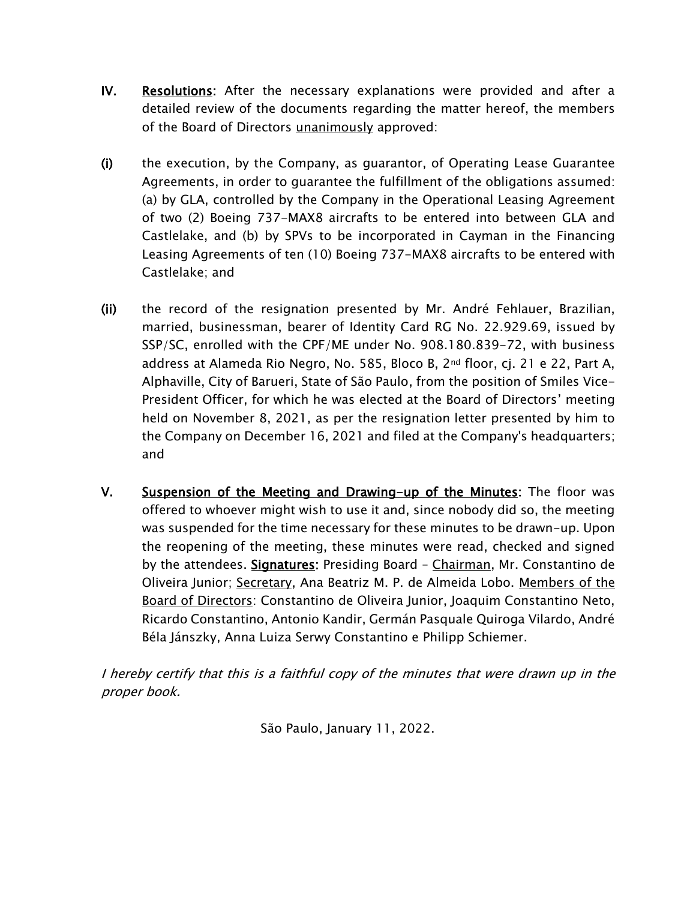**IV.** **Resolutions:** After the necessary explanations were provided and after a detailed review of the documents regarding the matter hereof, the members of the Board of Directors unanimously approved:

**(i)** the execution, by the Company, as guarantor, of Operating Lease Guarantee Agreements, in order to guarantee the fulfillment of the obligations assumed: (a) by GLA, controlled by the Company in the Operational Leasing Agreement of two (2) Boeing 737-MAX8 aircrafts to be entered into between GLA and Castlelake, and (b) by SPVs to be incorporated in Cayman in the Financing Leasing Agreements of ten (10) Boeing 737-MAX8 aircrafts to be entered with Castlelake; and

**(ii)** the record of the resignation presented by Mr. André Fehlauer, Brazilian, married, businessman, bearer of Identity Card RG No. 22.929.69, issued by SSP/SC, enrolled with the CPF/ME under No. 908.180.839-72, with business address at Alameda Rio Negro, No. 585, Bloco B, 2nd floor, cj. 21 e 22, Part A, Alphaville, City of Barueri, State of São Paulo, from the position of Smiles Vice-President Officer, for which he was elected at the Board of Directors' meeting held on November 8, 2021, as per the resignation letter presented by him to the Company on December 16, 2021 and filed at the Company's headquarters; and

**V.** **Suspension of the Meeting and Drawing-up of the Minutes:** The floor was offered to whoever might wish to use it and, since nobody did so, the meeting was suspended for the time necessary for these minutes to be drawn-up. Upon the reopening of the meeting, these minutes were read, checked and signed by the attendees. **Signatures:** Presiding Board – Chairman, Mr. Constantino de Oliveira Junior; Secretary, Ana Beatriz M. P. de Almeida Lobo. Members of the Board of Directors: Constantino de Oliveira Junior, Joaquim Constantino Neto, Ricardo Constantino, Antonio Kandir, Germán Pasquale Quiroga Vilardo, André Béla Jánszky, Anna Luiza Serwy Constantino e Philipp Schiemer.

*I hereby certify that this is a faithful copy of the minutes that were drawn up in the proper book.*

São Paulo, January 11, 2022.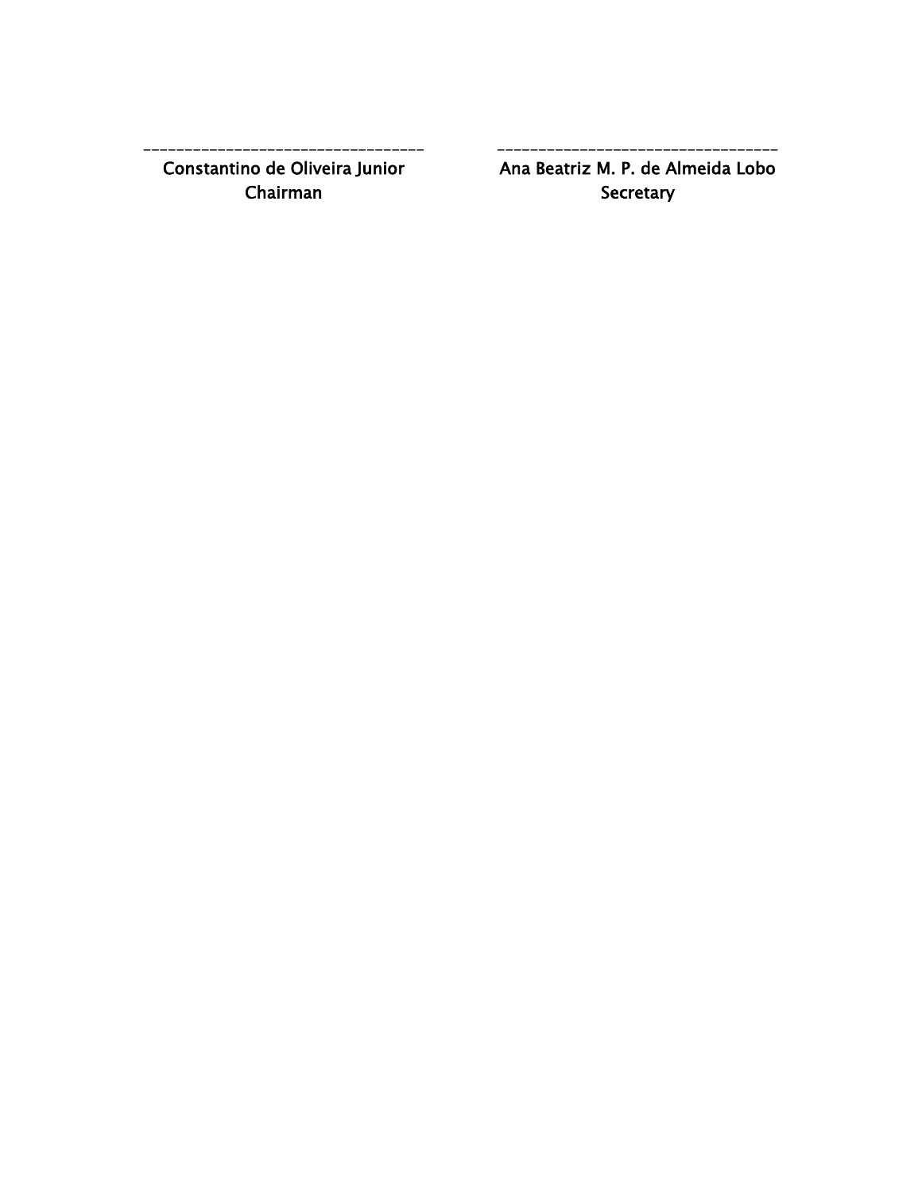\_\_\_\_\_\_\_\_\_\_\_\_\_\_\_\_\_\_\_\_\_\_\_\_\_\_\_\_\_\_\_\_\_\_\_\_
Constantino de Oliveira Junior
Chairman

\_\_\_\_\_\_\_\_\_\_\_\_\_\_\_\_\_\_\_\_\_\_\_\_\_\_\_\_\_\_\_\_\_\_\_\_
Ana Beatriz M. P. de Almeida Lobo
Secretary